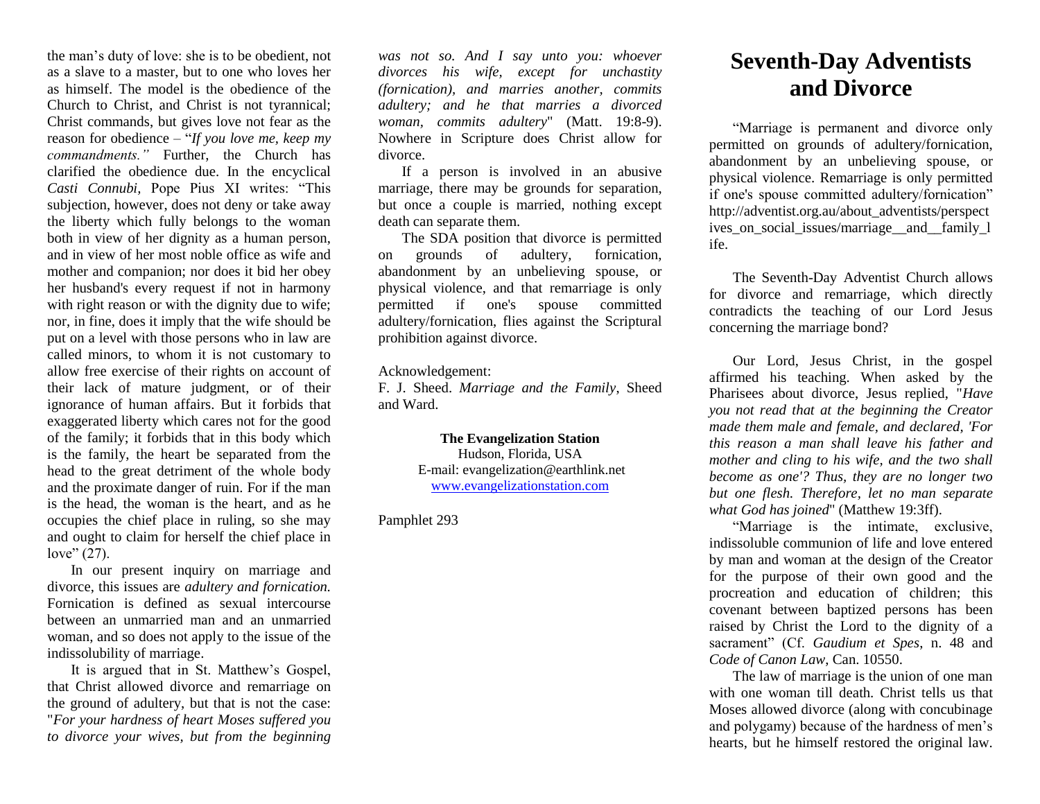the man's duty of love: she is to be obedient, not as a slave to a master, but to one who loves her as himself. The model is the obedience of the Church to Christ, and Christ is not tyrannical; Christ commands, but gives love not fear as the reason for obedience – "*If you love me, keep my commandments."* Further, the Church has clarified the obedience due. In the encyclical *Casti Connubi,* Pope Pius XI writes: "This subjection, however, does not deny or take away the liberty which fully belongs to the woman both in view of her dignity as a human person, and in view of her most noble office as wife and mother and companion; nor does it bid her obey her husband's every request if not in harmony with right reason or with the dignity due to wife; nor, in fine, does it imply that the wife should be put on a level with those persons who in law are called minors, to whom it is not customary to allow free exercise of their rights on account of their lack of mature judgment, or of their ignorance of human affairs. But it forbids that exaggerated liberty which cares not for the good of the family; it forbids that in this body which is the family, the heart be separated from the head to the great detriment of the whole body and the proximate danger of ruin. For if the man is the head, the woman is the heart, and as he occupies the chief place in ruling, so she may and ought to claim for herself the chief place in love" (27).

In our present inquiry on marriage and divorce, this issues are *adultery and fornication.* Fornication is defined as sexual intercourse between an unmarried man and an unmarried woman, and so does not apply to the issue of the indissolubility of marriage.

It is argued that in St. Matthew's Gospel, that Christ allowed divorce and remarriage on the ground of adultery, but that is not the case: "*For your hardness of heart Moses suffered you to divorce your wives, but from the beginning was not so. And I say unto you: whoever divorces his wife, except for unchastity (fornication), and marries another, commits adultery; and he that marries a divorced woman, commits adultery*" (Matt. 19:8-9). Nowhere in Scripture does Christ allow for divorce.

If a person is involved in an abusive marriage, there may be grounds for separation, but once a couple is married, nothing except death can separate them.

The SDA position that divorce is permitted on grounds of adultery, fornication, abandonment by an unbelieving spouse, or physical violence, and that remarriage is only permitted if one's spouse committed adultery/fornication, flies against the Scriptural prohibition against divorce.

Acknowledgement:
F. J. Sheed. *Marriage and the Family*, Sheed and Ward.

**The Evangelization Station**
Hudson, Florida, USA
E-mail: evangelization@earthlink.net
www.evangelizationstation.com

Pamphlet 293

# Seventh-Day Adventists and Divorce

"Marriage is permanent and divorce only permitted on grounds of adultery/fornication, abandonment by an unbelieving spouse, or physical violence. Remarriage is only permitted if one's spouse committed adultery/fornication" http://adventist.org.au/about_adventists/perspectives_on_social_issues/marriage__and__family_life.

The Seventh-Day Adventist Church allows for divorce and remarriage, which directly contradicts the teaching of our Lord Jesus concerning the marriage bond?

Our Lord, Jesus Christ, in the gospel affirmed his teaching. When asked by the Pharisees about divorce, Jesus replied, "*Have you not read that at the beginning the Creator made them male and female, and declared, 'For this reason a man shall leave his father and mother and cling to his wife, and the two shall become as one'? Thus, they are no longer two but one flesh. Therefore, let no man separate what God has joined*" (Matthew 19:3ff).

"Marriage is the intimate, exclusive, indissoluble communion of life and love entered by man and woman at the design of the Creator for the purpose of their own good and the procreation and education of children; this covenant between baptized persons has been raised by Christ the Lord to the dignity of a sacrament" (Cf. *Gaudium et Spes*, n. 48 and *Code of Canon Law*, Can. 10550.

The law of marriage is the union of one man with one woman till death. Christ tells us that Moses allowed divorce (along with concubinage and polygamy) because of the hardness of men's hearts, but he himself restored the original law.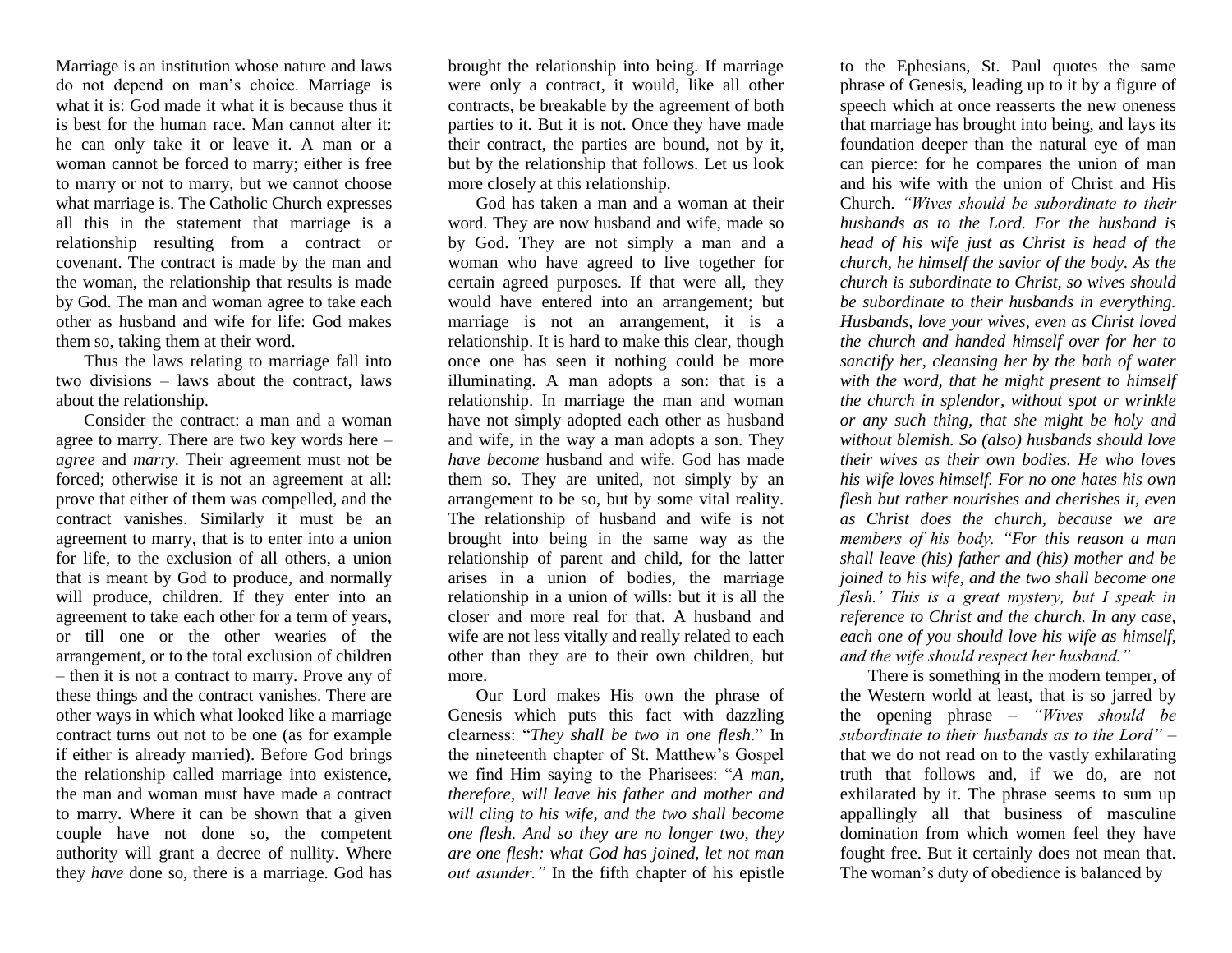Marriage is an institution whose nature and laws do not depend on man's choice. Marriage is what it is: God made it what it is because thus it is best for the human race. Man cannot alter it: he can only take it or leave it. A man or a woman cannot be forced to marry; either is free to marry or not to marry, but we cannot choose what marriage is. The Catholic Church expresses all this in the statement that marriage is a relationship resulting from a contract or covenant. The contract is made by the man and the woman, the relationship that results is made by God. The man and woman agree to take each other as husband and wife for life: God makes them so, taking them at their word.

Thus the laws relating to marriage fall into two divisions – laws about the contract, laws about the relationship.

Consider the contract: a man and a woman agree to marry. There are two key words here – *agree* and *marry*. Their agreement must not be forced; otherwise it is not an agreement at all: prove that either of them was compelled, and the contract vanishes. Similarly it must be an agreement to marry, that is to enter into a union for life, to the exclusion of all others, a union that is meant by God to produce, and normally will produce, children. If they enter into an agreement to take each other for a term of years, or till one or the other wearies of the arrangement, or to the total exclusion of children – then it is not a contract to marry. Prove any of these things and the contract vanishes. There are other ways in which what looked like a marriage contract turns out not to be one (as for example if either is already married). Before God brings the relationship called marriage into existence, the man and woman must have made a contract to marry. Where it can be shown that a given couple have not done so, the competent authority will grant a decree of nullity. Where they *have* done so, there is a marriage. God has brought the relationship into being. If marriage were only a contract, it would, like all other contracts, be breakable by the agreement of both parties to it. But it is not. Once they have made their contract, the parties are bound, not by it, but by the relationship that follows. Let us look more closely at this relationship.

God has taken a man and a woman at their word. They are now husband and wife, made so by God. They are not simply a man and a woman who have agreed to live together for certain agreed purposes. If that were all, they would have entered into an arrangement; but marriage is not an arrangement, it is a relationship. It is hard to make this clear, though once one has seen it nothing could be more illuminating. A man adopts a son: that is a relationship. In marriage the man and woman have not simply adopted each other as husband and wife, in the way a man adopts a son. They *have become* husband and wife. God has made them so. They are united, not simply by an arrangement to be so, but by some vital reality. The relationship of husband and wife is not brought into being in the same way as the relationship of parent and child, for the latter arises in a union of bodies, the marriage relationship in a union of wills: but it is all the closer and more real for that. A husband and wife are not less vitally and really related to each other than they are to their own children, but more.

Our Lord makes His own the phrase of Genesis which puts this fact with dazzling clearness: "*They shall be two in one flesh*." In the nineteenth chapter of St. Matthew's Gospel we find Him saying to the Pharisees: "*A man, therefore, will leave his father and mother and will cling to his wife, and the two shall become one flesh. And so they are no longer two, they are one flesh: what God has joined, let not man out asunder.*" In the fifth chapter of his epistle to the Ephesians, St. Paul quotes the same phrase of Genesis, leading up to it by a figure of speech which at once reasserts the new oneness that marriage has brought into being, and lays its foundation deeper than the natural eye of man can pierce: for he compares the union of man and his wife with the union of Christ and His Church. *"Wives should be subordinate to their husbands as to the Lord. For the husband is head of his wife just as Christ is head of the church, he himself the savior of the body. As the church is subordinate to Christ, so wives should be subordinate to their husbands in everything. Husbands, love your wives, even as Christ loved the church and handed himself over for her to sanctify her, cleansing her by the bath of water with the word, that he might present to himself the church in splendor, without spot or wrinkle or any such thing, that she might be holy and without blemish. So (also) husbands should love their wives as their own bodies. He who loves his wife loves himself. For no one hates his own flesh but rather nourishes and cherishes it, even as Christ does the church, because we are members of his body. "For this reason a man shall leave (his) father and (his) mother and be joined to his wife, and the two shall become one flesh.' This is a great mystery, but I speak in reference to Christ and the church. In any case, each one of you should love his wife as himself, and the wife should respect her husband."*

There is something in the modern temper, of the Western world at least, that is so jarred by the opening phrase – *"Wives should be subordinate to their husbands as to the Lord"* – that we do not read on to the vastly exhilarating truth that follows and, if we do, are not exhilarated by it. The phrase seems to sum up appallingly all that business of masculine domination from which women feel they have fought free. But it certainly does not mean that. The woman's duty of obedience is balanced by